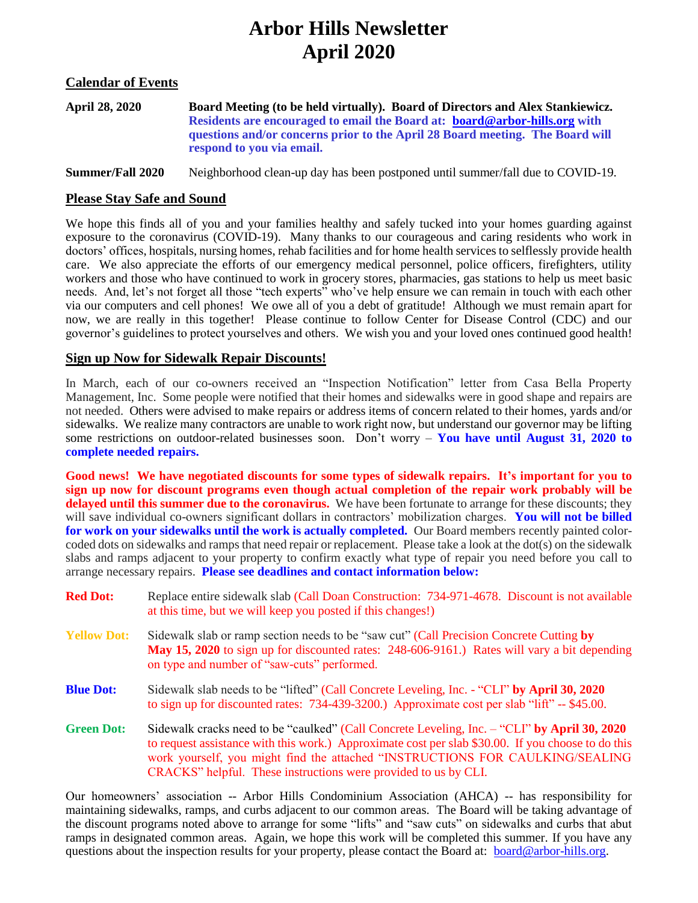# Arbor Hills Newsletter
# April 2020

## Calendar of Events

**April 28, 2020** — **Board Meeting (to be held virtually). Board of Directors and Alex Stankiewicz. Residents are encouraged to email the Board at: board@arbor-hills.org with questions and/or concerns prior to the April 28 Board meeting. The Board will respond to you via email.**

**Summer/Fall 2020** — Neighborhood clean-up day has been postponed until summer/fall due to COVID-19.

## Please Stay Safe and Sound

We hope this finds all of you and your families healthy and safely tucked into your homes guarding against exposure to the coronavirus (COVID-19). Many thanks to our courageous and caring residents who work in doctors' offices, hospitals, nursing homes, rehab facilities and for home health services to selflessly provide health care. We also appreciate the efforts of our emergency medical personnel, police officers, firefighters, utility workers and those who have continued to work in grocery stores, pharmacies, gas stations to help us meet basic needs. And, let's not forget all those "tech experts" who've help ensure we can remain in touch with each other via our computers and cell phones! We owe all of you a debt of gratitude! Although we must remain apart for now, we are really in this together! Please continue to follow Center for Disease Control (CDC) and our governor's guidelines to protect yourselves and others. We wish you and your loved ones continued good health!

## Sign up Now for Sidewalk Repair Discounts!

In March, each of our co-owners received an "Inspection Notification" letter from Casa Bella Property Management, Inc. Some people were notified that their homes and sidewalks were in good shape and repairs are not needed. Others were advised to make repairs or address items of concern related to their homes, yards and/or sidewalks. We realize many contractors are unable to work right now, but understand our governor may be lifting some restrictions on outdoor-related businesses soon. Don't worry – **You have until August 31, 2020 to complete needed repairs.**

**Good news! We have negotiated discounts for some types of sidewalk repairs. It's important for you to sign up now for discount programs even though actual completion of the repair work probably will be delayed until this summer due to the coronavirus.** We have been fortunate to arrange for these discounts; they will save individual co-owners significant dollars in contractors' mobilization charges. **You will not be billed for work on your sidewalks until the work is actually completed.** Our Board members recently painted color-coded dots on sidewalks and ramps that need repair or replacement. Please take a look at the dot(s) on the sidewalk slabs and ramps adjacent to your property to confirm exactly what type of repair you need before you call to arrange necessary repairs. **Please see deadlines and contact information below:**

**Red Dot:** Replace entire sidewalk slab (Call Doan Construction: 734-971-4678. Discount is not available at this time, but we will keep you posted if this changes!)

**Yellow Dot:** Sidewalk slab or ramp section needs to be "saw cut" (Call Precision Concrete Cutting **by May 15, 2020** to sign up for discounted rates: 248-606-9161.) Rates will vary a bit depending on type and number of "saw-cuts" performed.

**Blue Dot:** Sidewalk slab needs to be "lifted" (Call Concrete Leveling, Inc. - "CLI" **by April 30, 2020** to sign up for discounted rates: 734-439-3200.) Approximate cost per slab "lift" -- $45.00.

**Green Dot:** Sidewalk cracks need to be "caulked" (Call Concrete Leveling, Inc. – "CLI" **by April 30, 2020** to request assistance with this work.) Approximate cost per slab $30.00. If you choose to do this work yourself, you might find the attached "INSTRUCTIONS FOR CAULKING/SEALING CRACKS" helpful. These instructions were provided to us by CLI.

Our homeowners' association -- Arbor Hills Condominium Association (AHCA) -- has responsibility for maintaining sidewalks, ramps, and curbs adjacent to our common areas. The Board will be taking advantage of the discount programs noted above to arrange for some "lifts" and "saw cuts" on sidewalks and curbs that abut ramps in designated common areas. Again, we hope this work will be completed this summer. If you have any questions about the inspection results for your property, please contact the Board at: board@arbor-hills.org.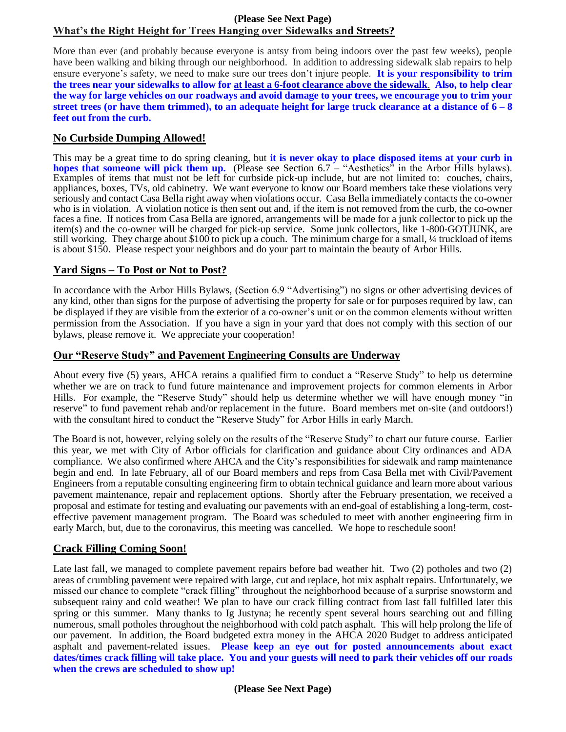**(Please See Next Page)**

## What's the Right Height for Trees Hanging over Sidewalks and Streets?

More than ever (and probably because everyone is antsy from being indoors over the past few weeks), people have been walking and biking through our neighborhood. In addition to addressing sidewalk slab repairs to help ensure everyone's safety, we need to make sure our trees don't injure people. **It is your responsibility to trim the trees near your sidewalks to allow for <u>at least a 6-foot clearance above the sidewalk</u>. Also, to help clear the way for large vehicles on our roadways and avoid damage to your trees, we encourage you to trim your street trees (or have them trimmed), to an adequate height for large truck clearance at a distance of 6 – 8 feet out from the curb.**

## No Curbside Dumping Allowed!

This may be a great time to do spring cleaning, but **it is never okay to place disposed items at your curb in hopes that someone will pick them up.** (Please see Section 6.7 – "Aesthetics" in the Arbor Hills bylaws). Examples of items that must not be left for curbside pick-up include, but are not limited to: couches, chairs, appliances, boxes, TVs, old cabinetry. We want everyone to know our Board members take these violations very seriously and contact Casa Bella right away when violations occur. Casa Bella immediately contacts the co-owner who is in violation. A violation notice is then sent out and, if the item is not removed from the curb, the co-owner faces a fine. If notices from Casa Bella are ignored, arrangements will be made for a junk collector to pick up the item(s) and the co-owner will be charged for pick-up service. Some junk collectors, like 1-800-GOTJUNK, are still working. They charge about $100 to pick up a couch. The minimum charge for a small, ¼ truckload of items is about $150. Please respect your neighbors and do your part to maintain the beauty of Arbor Hills.

## Yard Signs – To Post or Not to Post?

In accordance with the Arbor Hills Bylaws, (Section 6.9 "Advertising") no signs or other advertising devices of any kind, other than signs for the purpose of advertising the property for sale or for purposes required by law, can be displayed if they are visible from the exterior of a co-owner's unit or on the common elements without written permission from the Association. If you have a sign in your yard that does not comply with this section of our bylaws, please remove it. We appreciate your cooperation!

## Our "Reserve Study" and Pavement Engineering Consults are Underway

About every five (5) years, AHCA retains a qualified firm to conduct a "Reserve Study" to help us determine whether we are on track to fund future maintenance and improvement projects for common elements in Arbor Hills. For example, the "Reserve Study" should help us determine whether we will have enough money "in reserve" to fund pavement rehab and/or replacement in the future. Board members met on-site (and outdoors!) with the consultant hired to conduct the "Reserve Study" for Arbor Hills in early March.

The Board is not, however, relying solely on the results of the "Reserve Study" to chart our future course. Earlier this year, we met with City of Arbor officials for clarification and guidance about City ordinances and ADA compliance. We also confirmed where AHCA and the City's responsibilities for sidewalk and ramp maintenance begin and end. In late February, all of our Board members and reps from Casa Bella met with Civil/Pavement Engineers from a reputable consulting engineering firm to obtain technical guidance and learn more about various pavement maintenance, repair and replacement options. Shortly after the February presentation, we received a proposal and estimate for testing and evaluating our pavements with an end-goal of establishing a long-term, cost-effective pavement management program. The Board was scheduled to meet with another engineering firm in early March, but, due to the coronavirus, this meeting was cancelled. We hope to reschedule soon!

## Crack Filling Coming Soon!

Late last fall, we managed to complete pavement repairs before bad weather hit. Two (2) potholes and two (2) areas of crumbling pavement were repaired with large, cut and replace, hot mix asphalt repairs. Unfortunately, we missed our chance to complete "crack filling" throughout the neighborhood because of a surprise snowstorm and subsequent rainy and cold weather! We plan to have our crack filling contract from last fall fulfilled later this spring or this summer. Many thanks to Ig Justyna; he recently spent several hours searching out and filling numerous, small potholes throughout the neighborhood with cold patch asphalt. This will help prolong the life of our pavement. In addition, the Board budgeted extra money in the AHCA 2020 Budget to address anticipated asphalt and pavement-related issues. **Please keep an eye out for posted announcements about exact dates/times crack filling will take place. You and your guests will need to park their vehicles off our roads when the crews are scheduled to show up!**

**(Please See Next Page)**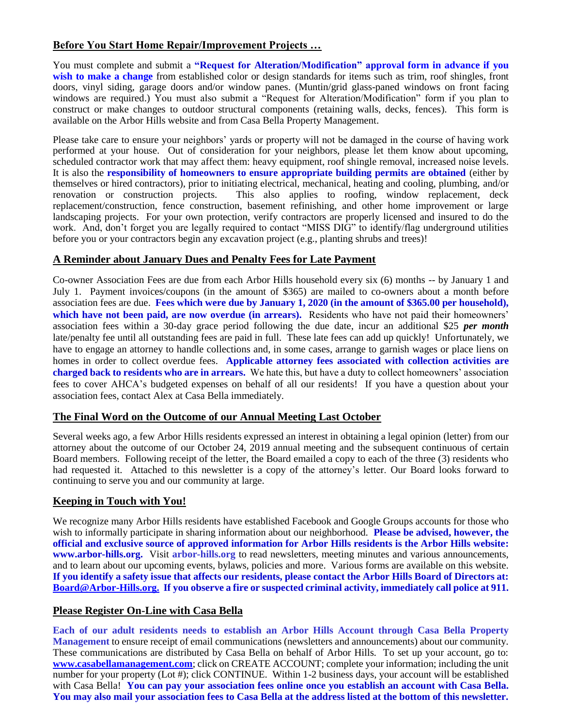## Before You Start Home Repair/Improvement Projects …

You must complete and submit a **"Request for Alteration/Modification" approval form in advance if you wish to make a change** from established color or design standards for items such as trim, roof shingles, front doors, vinyl siding, garage doors and/or window panes. (Muntin/grid glass-paned windows on front facing windows are required.) You must also submit a "Request for Alteration/Modification" form if you plan to construct or make changes to outdoor structural components (retaining walls, decks, fences). This form is available on the Arbor Hills website and from Casa Bella Property Management.

Please take care to ensure your neighbors' yards or property will not be damaged in the course of having work performed at your house. Out of consideration for your neighbors, please let them know about upcoming, scheduled contractor work that may affect them: heavy equipment, roof shingle removal, increased noise levels. It is also the **responsibility of homeowners to ensure appropriate building permits are obtained** (either by themselves or hired contractors), prior to initiating electrical, mechanical, heating and cooling, plumbing, and/or renovation or construction projects. This also applies to roofing, window replacement, deck replacement/construction, fence construction, basement refinishing, and other home improvement or large landscaping projects. For your own protection, verify contractors are properly licensed and insured to do the work. And, don't forget you are legally required to contact "MISS DIG" to identify/flag underground utilities before you or your contractors begin any excavation project (e.g., planting shrubs and trees)!

## A Reminder about January Dues and Penalty Fees for Late Payment

Co-owner Association Fees are due from each Arbor Hills household every six (6) months -- by January 1 and July 1. Payment invoices/coupons (in the amount of $365) are mailed to co-owners about a month before association fees are due. **Fees which were due by January 1, 2020 (in the amount of $365.00 per household), which have not been paid, are now overdue (in arrears).** Residents who have not paid their homeowners' association fees within a 30-day grace period following the due date, incur an additional $25 ***per month*** late/penalty fee until all outstanding fees are paid in full. These late fees can add up quickly! Unfortunately, we have to engage an attorney to handle collections and, in some cases, arrange to garnish wages or place liens on homes in order to collect overdue fees. **Applicable attorney fees associated with collection activities are charged back to residents who are in arrears.** We hate this, but have a duty to collect homeowners' association fees to cover AHCA's budgeted expenses on behalf of all our residents! If you have a question about your association fees, contact Alex at Casa Bella immediately.

## The Final Word on the Outcome of our Annual Meeting Last October

Several weeks ago, a few Arbor Hills residents expressed an interest in obtaining a legal opinion (letter) from our attorney about the outcome of our October 24, 2019 annual meeting and the subsequent continuous of certain Board members. Following receipt of the letter, the Board emailed a copy to each of the three (3) residents who had requested it. Attached to this newsletter is a copy of the attorney's letter. Our Board looks forward to continuing to serve you and our community at large.

## Keeping in Touch with You!

We recognize many Arbor Hills residents have established Facebook and Google Groups accounts for those who wish to informally participate in sharing information about our neighborhood. **Please be advised, however, the official and exclusive source of approved information for Arbor Hills residents is the Arbor Hills website: www.arbor-hills.org.** Visit **arbor-hills.org** to read newsletters, meeting minutes and various announcements, and to learn about our upcoming events, bylaws, policies and more. Various forms are available on this website. **If you identify a safety issue that affects our residents, please contact the Arbor Hills Board of Directors at: Board@Arbor-Hills.org. If you observe a fire or suspected criminal activity, immediately call police at 911.**

## Please Register On-Line with Casa Bella

**Each of our adult residents needs to establish an Arbor Hills Account through Casa Bella Property Management** to ensure receipt of email communications (newsletters and announcements) about our community. These communications are distributed by Casa Bella on behalf of Arbor Hills. To set up your account, go to: **www.casabellamanagement.com**; click on CREATE ACCOUNT; complete your information; including the unit number for your property (Lot #); click CONTINUE. Within 1-2 business days, your account will be established with Casa Bella! **You can pay your association fees online once you establish an account with Casa Bella. You may also mail your association fees to Casa Bella at the address listed at the bottom of this newsletter.**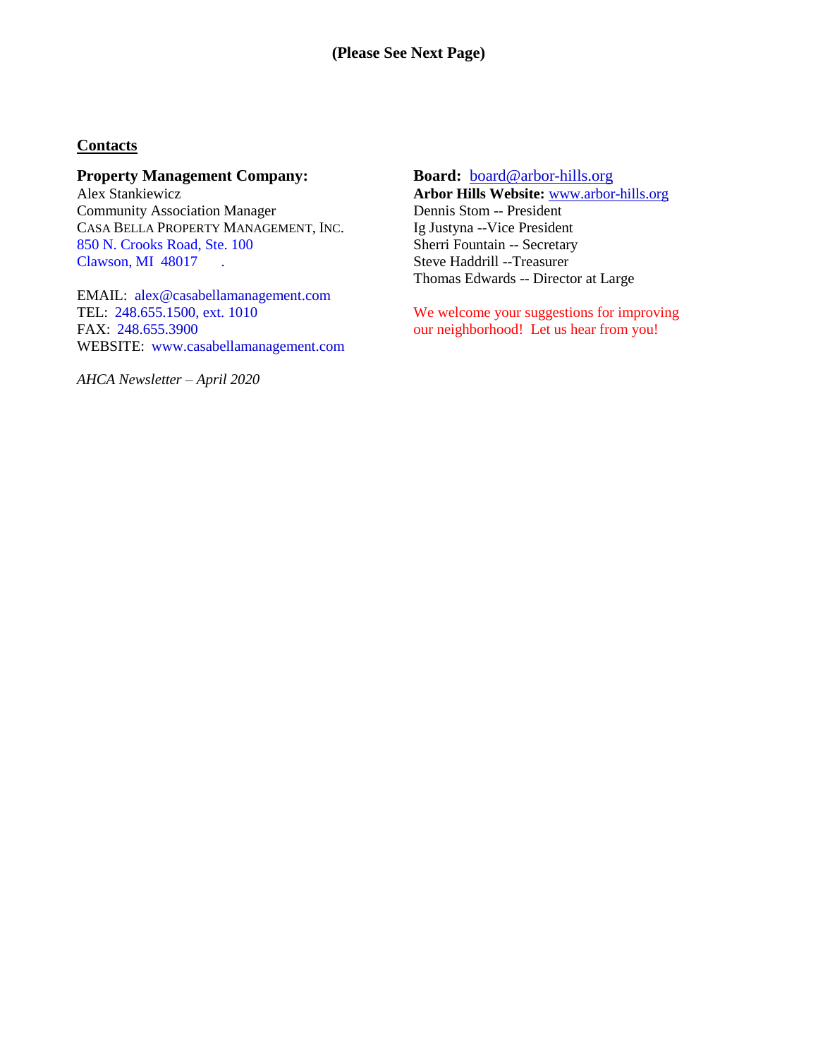**(Please See Next Page)**

## Contacts

**Property Management Company:**
Alex Stankiewicz
Community Association Manager
CASA BELLA PROPERTY MANAGEMENT, INC.
850 N. Crooks Road, Ste. 100
Clawson, MI 48017 .

EMAIL: alex@casabellamanagement.com
TEL: 248.655.1500, ext. 1010
FAX: 248.655.3900
WEBSITE: www.casabellamanagement.com

*AHCA Newsletter – April 2020*

**Board:** board@arbor-hills.org
**Arbor Hills Website:** www.arbor-hills.org
Dennis Stom -- President
Ig Justyna --Vice President
Sherri Fountain -- Secretary
Steve Haddrill --Treasurer
Thomas Edwards -- Director at Large

We welcome your suggestions for improving our neighborhood! Let us hear from you!